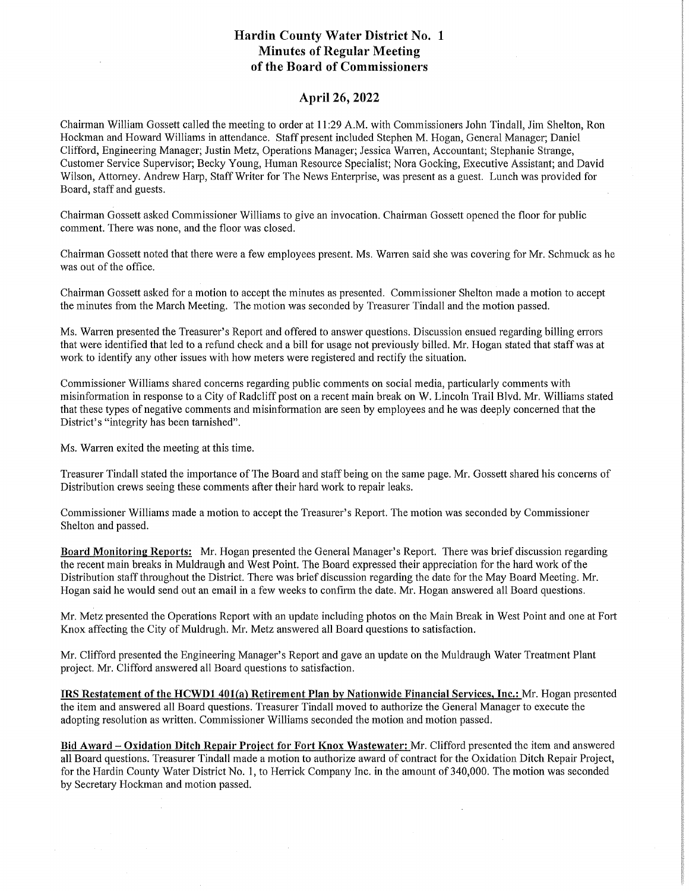# Hardin County Water District No. 1
## Minutes of Regular Meeting
## of the Board of Commissioners

## April 26, 2022

Chairman William Gossett called the meeting to order at 11:29 A.M. with Commissioners John Tindall, Jim Shelton, Ron Hockman and Howard Williams in attendance. Staff present included Stephen M. Hogan, General Manager; Daniel Clifford, Engineering Manager; Justin Metz, Operations Manager; Jessica Warren, Accountant; Stephanie Strange, Customer Service Supervisor; Becky Young, Human Resource Specialist; Nora Gocking, Executive Assistant; and David Wilson, Attorney. Andrew Harp, Staff Writer for The News Enterprise, was present as a guest. Lunch was provided for Board, staff and guests.

Chairman Gossett asked Commissioner Williams to give an invocation. Chairman Gossett opened the floor for public comment. There was none, and the floor was closed.

Chairman Gossett noted that there were a few employees present. Ms. Warren said she was covering for Mr. Schmuck as he was out of the office.

Chairman Gossett asked for a motion to accept the minutes as presented. Commissioner Shelton made a motion to accept the minutes from the March Meeting. The motion was seconded by Treasurer Tindall and the motion passed.

Ms. Warren presented the Treasurer's Report and offered to answer questions. Discussion ensued regarding billing errors that were identified that led to a refund check and a bill for usage not previously billed. Mr. Hogan stated that staff was at work to identify any other issues with how meters were registered and rectify the situation.

Commissioner Williams shared concerns regarding public comments on social media, particularly comments with misinformation in response to a City of Radcliff post on a recent main break on W. Lincoln Trail Blvd. Mr. Williams stated that these types of negative comments and misinformation are seen by employees and he was deeply concerned that the District's "integrity has been tarnished".

Ms. Warren exited the meeting at this time.

Treasurer Tindall stated the importance of The Board and staff being on the same page. Mr. Gossett shared his concerns of Distribution crews seeing these comments after their hard work to repair leaks.

Commissioner Williams made a motion to accept the Treasurer's Report. The motion was seconded by Commissioner Shelton and passed.

**Board Monitoring Reports:** Mr. Hogan presented the General Manager's Report. There was brief discussion regarding the recent main breaks in Muldraugh and West Point. The Board expressed their appreciation for the hard work of the Distribution staff throughout the District. There was brief discussion regarding the date for the May Board Meeting. Mr. Hogan said he would send out an email in a few weeks to confirm the date. Mr. Hogan answered all Board questions.

Mr. Metz presented the Operations Report with an update including photos on the Main Break in West Point and one at Fort Knox affecting the City of Muldrugh. Mr. Metz answered all Board questions to satisfaction.

Mr. Clifford presented the Engineering Manager's Report and gave an update on the Muldraugh Water Treatment Plant project. Mr. Clifford answered all Board questions to satisfaction.

**IRS Restatement of the HCWD1 401(a) Retirement Plan by Nationwide Financial Services, Inc.:** Mr. Hogan presented the item and answered all Board questions. Treasurer Tindall moved to authorize the General Manager to execute the adopting resolution as written. Commissioner Williams seconded the motion and motion passed.

**Bid Award – Oxidation Ditch Repair Project for Fort Knox Wastewater:** Mr. Clifford presented the item and answered all Board questions. Treasurer Tindall made a motion to authorize award of contract for the Oxidation Ditch Repair Project, for the Hardin County Water District No. 1, to Herrick Company Inc. in the amount of 340,000. The motion was seconded by Secretary Hockman and motion passed.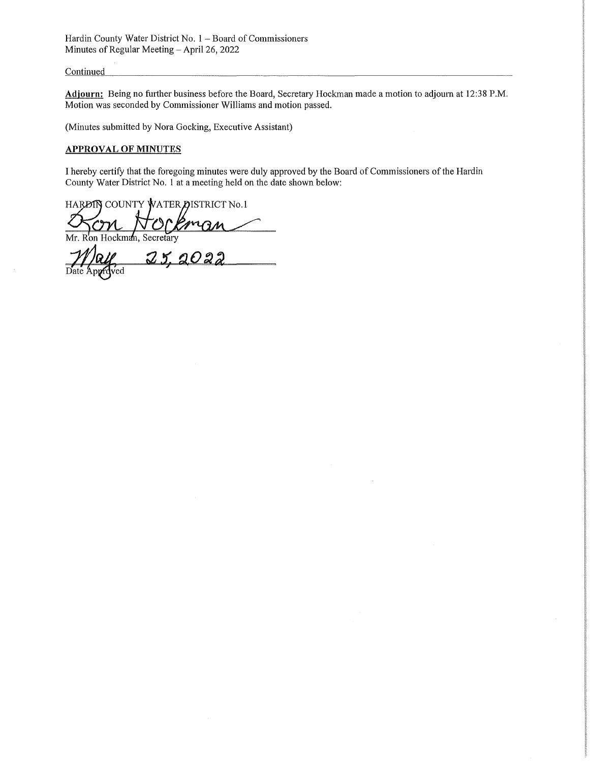Hardin County Water District No. 1 – Board of Commissioners
Minutes of Regular Meeting – April 26, 2022

Continued

**Adjourn:** Being no further business before the Board, Secretary Hockman made a motion to adjourn at 12:38 P.M. Motion was seconded by Commissioner Williams and motion passed.

(Minutes submitted by Nora Gocking, Executive Assistant)

**APPROVAL OF MINUTES**

I hereby certify that the foregoing minutes were duly approved by the Board of Commissioners of the Hardin County Water District No. 1 at a meeting held on the date shown below:

HARDIN COUNTY WATER DISTRICT No.1

Ron Hockman

Mr. Ron Hockman, Secretary

May 25, 2022

Date Approved